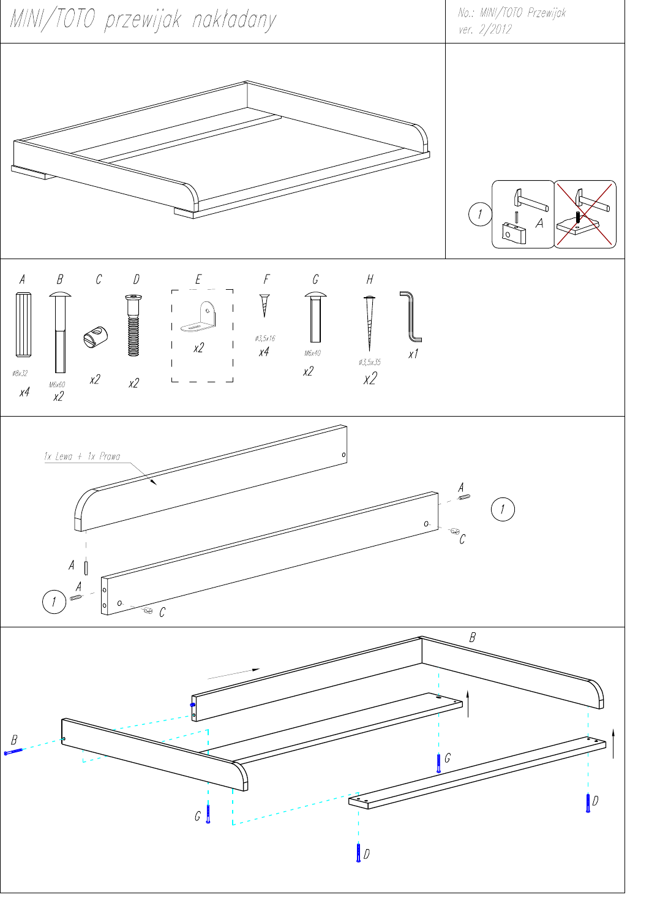# MINI/TOTO przewijak nakładany

No.: MINI/TOTO Przewijak
ver. 2/2012

1

A

A

B

C

D

E

F

G

H

ø8x32

x4

M6x60

x2

x2

x2

x2

ø3,5x16

x4

M6x40

x2

ø3,5x35

x2

x1

1x Lewa + 1x Prawa

A

1

C

A

A

1

C

B

B

G

D

G

D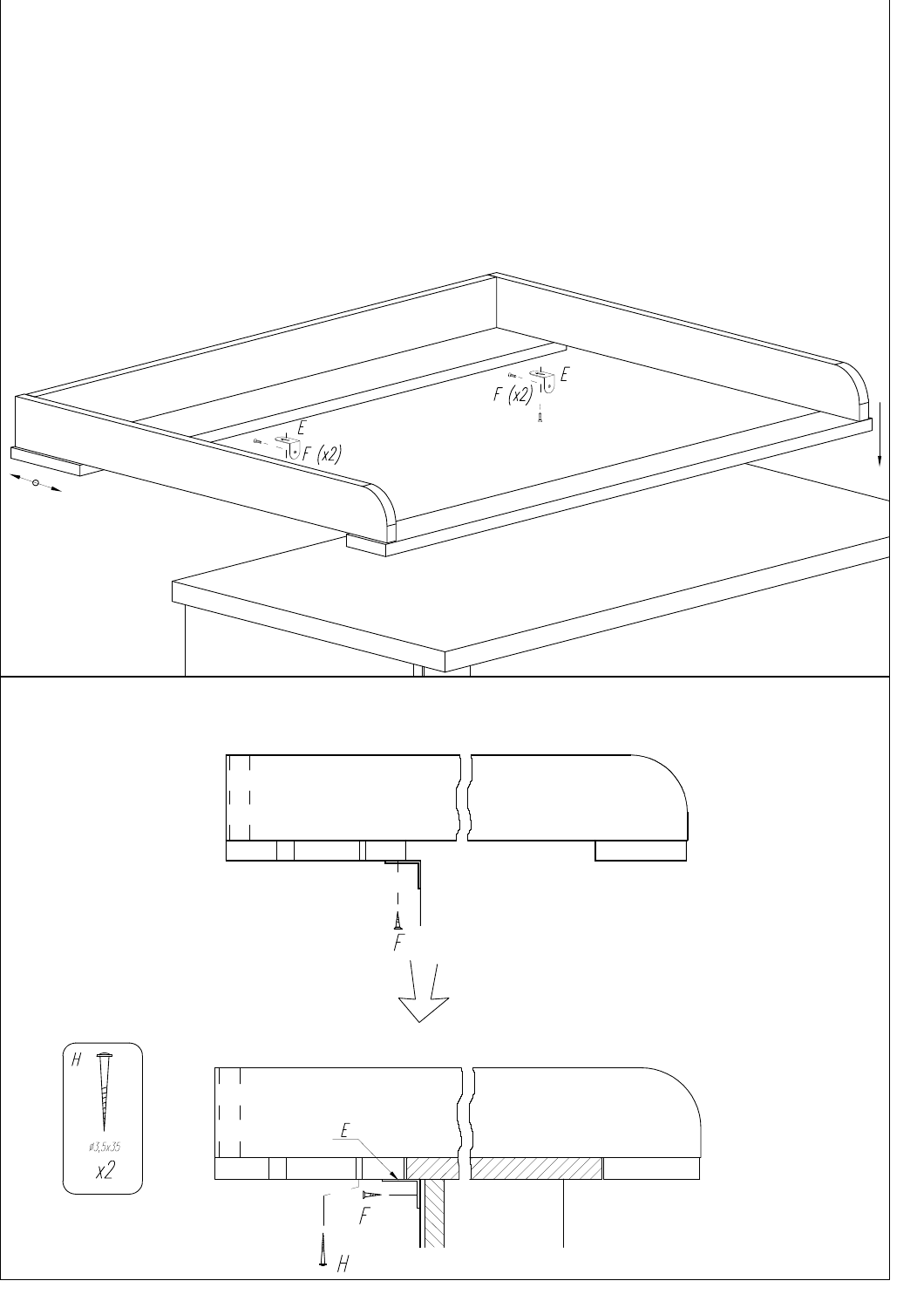E

F (x2)

E

F (x2)

F

H

ø3,5x35

x2

E

F

H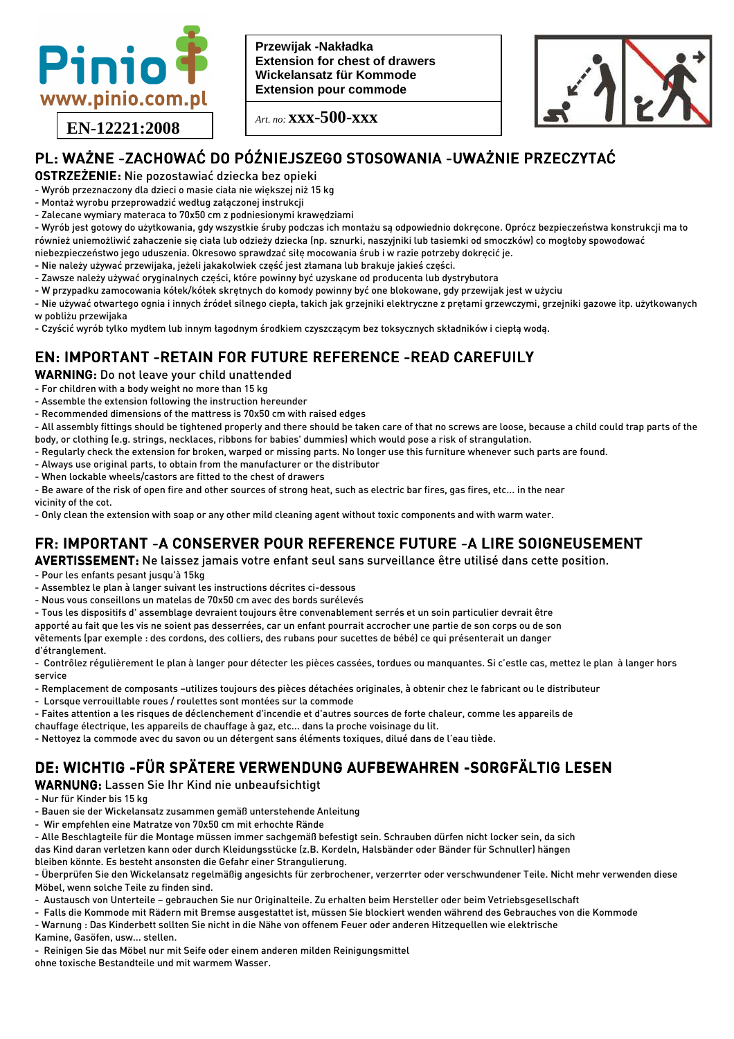Pinio
www.pinio.com.pl

**EN-12221:2008**

**Przewijak -Nakładka**
**Extension for chest of drawers**
**Wickelansatz für Kommode**
**Extension pour commode**

*Art. no:* **xxx-500-xxx**

## PL: WAŻNE -ZACHOWAĆ DO PÓŹNIEJSZEGO STOSOWANIA -UWAŻNIE PRZECZYTAĆ

**OSTRZEŻENIE:** Nie pozostawiać dziecka bez opieki

- Wyrób przeznaczony dla dzieci o masie ciała nie większej niż 15 kg
- Montaż wyrobu przeprowadzić według załączonej instrukcji
- Zalecane wymiary materaca to 70x50 cm z podniesionymi krawędziami
- Wyrób jest gotowy do użytkowania, gdy wszystkie śruby podczas ich montażu są odpowiednio dokręcone. Oprócz bezpieczeństwa konstrukcji ma to również uniemożliwić zahaczenie się ciała lub odzieży dziecka (np. sznurki, naszyjniki lub tasiemki od smoczków) co mogłoby spowodować niebezpieczeństwo jego uduszenia. Okresowo sprawdzać siłę mocowania śrub i w razie potrzeby dokręcić je.
- Nie należy używać przewijaka, jeżeli jakakolwiek część jest złamana lub brakuje jakieś części.
- Zawsze należy używać oryginalnych części, które powinny być uzyskane od producenta lub dystrybutora
- W przypadku zamocowania kółek/kółek skrętnych do komody powinny być one blokowane, gdy przewijak jest w użyciu
- Nie używać otwartego ognia i innych źródeł silnego ciepła, takich jak grzejniki elektryczne z prętami grzewczymi, grzejniki gazowe itp. użytkowanych w pobliżu przewijaka
- Czyścić wyrób tylko mydłem lub innym łagodnym środkiem czyszczącym bez toksycznych składników i ciepłą wodą.

## EN: IMPORTANT -RETAIN FOR FUTURE REFERENCE -READ CAREFUILY

**WARNING:** Do not leave your child unattended

- For children with a body weight no more than 15 kg
- Assemble the extension following the instruction hereunder
- Recommended dimensions of the mattress is 70x50 cm with raised edges
- All assembly fittings should be tightened properly and there should be taken care of that no screws are loose, because a child could trap parts of the body, or clothing (e.g. strings, necklaces, ribbons for babies' dummies) which would pose a risk of strangulation.
- Regularly check the extension for broken, warped or missing parts. No longer use this furniture whenever such parts are found.
- Always use original parts, to obtain from the manufacturer or the distributor
- When lockable wheels/castors are fitted to the chest of drawers
- Be aware of the risk of open fire and other sources of strong heat, such as electric bar fires, gas fires, etc... in the near vicinity of the cot.
- Only clean the extension with soap or any other mild cleaning agent without toxic components and with warm water.

## FR: IMPORTANT -A CONSERVER POUR REFERENCE FUTURE -A LIRE SOIGNEUSEMENT

**AVERTISSEMENT:** Ne laissez jamais votre enfant seul sans surveillance être utilisé dans cette position.

- Pour les enfants pesant jusqu'à 15kg
- Assemblez le plan à langer suivant les instructions décrites ci-dessous
- Nous vous conseillons un matelas de 70x50 cm avec des bords surélevés
- Tous les dispositifs d' assemblage devraient toujours être convenablement serrés et un soin particulier devrait être apporté au fait que les vis ne soient pas desserrées, car un enfant pourrait accrocher une partie de son corps ou de son vêtements (par exemple : des cordons, des colliers, des rubans pour sucettes de bébé) ce qui présenterait un danger d'étranglement.
- Contrôlez régulièrement le plan à langer pour détecter les pièces cassées, tordues ou manquantes. Si c'estle cas, mettez le plan à langer hors service
- Remplacement de composants –utilizes toujours des pièces détachées originales, à obtenir chez le fabricant ou le distributeur
- Lorsque verrouillable roues / roulettes sont montées sur la commode
- Faites attention a les risques de déclenchement d'incendie et d'autres sources de forte chaleur, comme les appareils de chauffage électrique, les appareils de chauffage à gaz, etc... dans la proche voisinage du lit.
- Nettoyez la commode avec du savon ou un détergent sans éléments toxiques, dilué dans de l'eau tiède.

## DE: WICHTIG -FÜR SPÄTERE VERWENDUNG AUFBEWAHREN -SORGFÄLTIG LESEN

**WARNUNG:** Lassen Sie Ihr Kind nie unbeaufsichtigt

- Nur für Kinder bis 15 kg
- Bauen sie der Wickelansatz zusammen gemäß unterstehende Anleitung
- Wir empfehlen eine Matratze von 70x50 cm mit erhochte Rände
- Alle Beschlagteile für die Montage müssen immer sachgemäß befestigt sein. Schrauben dürfen nicht locker sein, da sich das Kind daran verletzen kann oder durch Kleidungsstücke (z.B. Kordeln, Halsbänder oder Bänder für Schnuller) hängen bleiben könnte. Es besteht ansonsten die Gefahr einer Strangulierung.
- Überprüfen Sie den Wickelansatz regelmäßig angesichts für zerbrochener, verzerrter oder verschwundener Teile. Nicht mehr verwenden diese Möbel, wenn solche Teile zu finden sind.
- Austausch von Unterteile – gebrauchen Sie nur Originalteile. Zu erhalten beim Hersteller oder beim Vetriebsgesellschaft
- Falls die Kommode mit Rädern mit Bremse ausgestattet ist, müssen Sie blockiert wenden während des Gebrauches von die Kommode
- Warnung : Das Kinderbett sollten Sie nicht in die Nähe von offenem Feuer oder anderen Hitzequellen wie elektrische Kamine, Gasöfen, usw... stellen.
- Reinigen Sie das Möbel nur mit Seife oder einem anderen milden Reinigungsmittel ohne toxische Bestandteile und mit warmem Wasser.